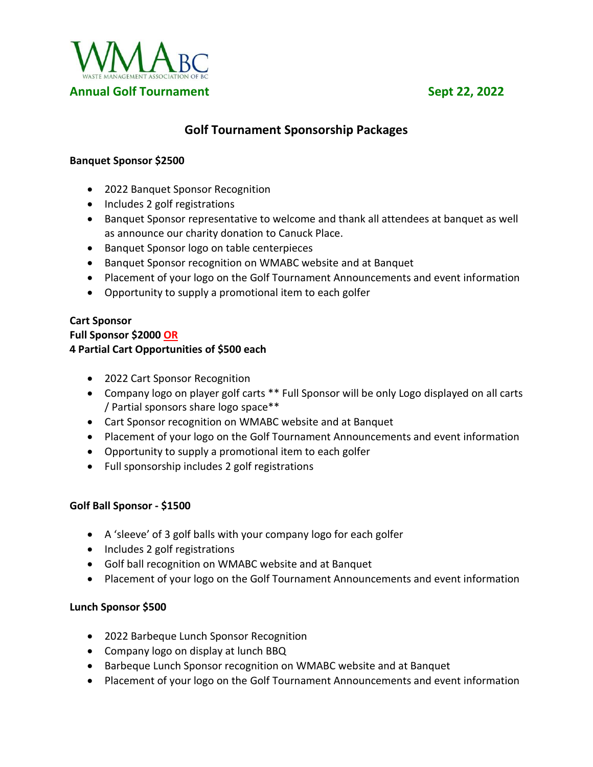WMABC

WASTE MANAGEMENT ASSOCIATION OF BC

**Annual Golf Tournament** **Sept 22, 2022**

## Golf Tournament Sponsorship Packages

**Banquet Sponsor $2500**

- 2022 Banquet Sponsor Recognition
- Includes 2 golf registrations
- Banquet Sponsor representative to welcome and thank all attendees at banquet as well as announce our charity donation to Canuck Place.
- Banquet Sponsor logo on table centerpieces
- Banquet Sponsor recognition on WMABC website and at Banquet
- Placement of your logo on the Golf Tournament Announcements and event information
- Opportunity to supply a promotional item to each golfer

**Cart Sponsor**
**Full Sponsor $2000 OR**
**4 Partial Cart Opportunities of $500 each**

- 2022 Cart Sponsor Recognition
- Company logo on player golf carts ** Full Sponsor will be only Logo displayed on all carts / Partial sponsors share logo space**
- Cart Sponsor recognition on WMABC website and at Banquet
- Placement of your logo on the Golf Tournament Announcements and event information
- Opportunity to supply a promotional item to each golfer
- Full sponsorship includes 2 golf registrations

**Golf Ball Sponsor - $1500**

- A 'sleeve' of 3 golf balls with your company logo for each golfer
- Includes 2 golf registrations
- Golf ball recognition on WMABC website and at Banquet
- Placement of your logo on the Golf Tournament Announcements and event information

**Lunch Sponsor $500**

- 2022 Barbeque Lunch Sponsor Recognition
- Company logo on display at lunch BBQ
- Barbeque Lunch Sponsor recognition on WMABC website and at Banquet
- Placement of your logo on the Golf Tournament Announcements and event information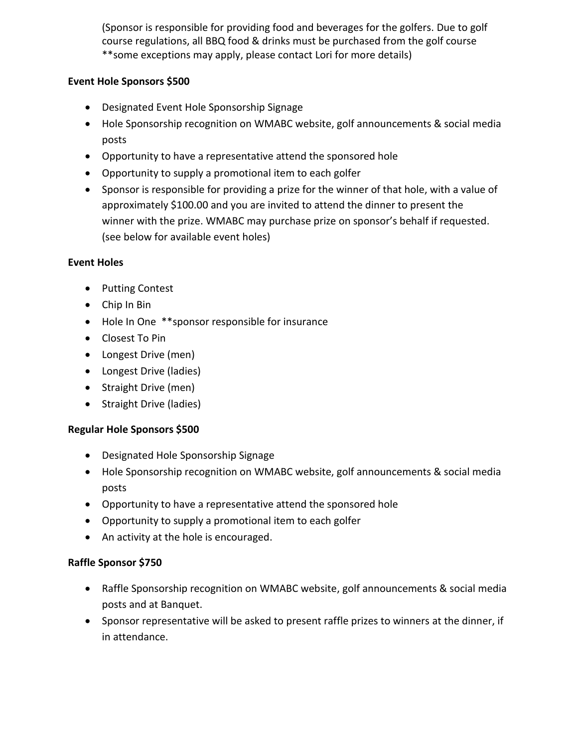(Sponsor is responsible for providing food and beverages for the golfers. Due to golf course regulations, all BBQ food & drinks must be purchased from the golf course **some exceptions may apply, please contact Lori for more details)

**Event Hole Sponsors $500**

- Designated Event Hole Sponsorship Signage
- Hole Sponsorship recognition on WMABC website, golf announcements & social media posts
- Opportunity to have a representative attend the sponsored hole
- Opportunity to supply a promotional item to each golfer
- Sponsor is responsible for providing a prize for the winner of that hole, with a value of approximately $100.00 and you are invited to attend the dinner to present the winner with the prize. WMABC may purchase prize on sponsor's behalf if requested. (see below for available event holes)

**Event Holes**

- Putting Contest
- Chip In Bin
- Hole In One **sponsor responsible for insurance
- Closest To Pin
- Longest Drive (men)
- Longest Drive (ladies)
- Straight Drive (men)
- Straight Drive (ladies)

**Regular Hole Sponsors $500**

- Designated Hole Sponsorship Signage
- Hole Sponsorship recognition on WMABC website, golf announcements & social media posts
- Opportunity to have a representative attend the sponsored hole
- Opportunity to supply a promotional item to each golfer
- An activity at the hole is encouraged.

**Raffle Sponsor $750**

- Raffle Sponsorship recognition on WMABC website, golf announcements & social media posts and at Banquet.
- Sponsor representative will be asked to present raffle prizes to winners at the dinner, if in attendance.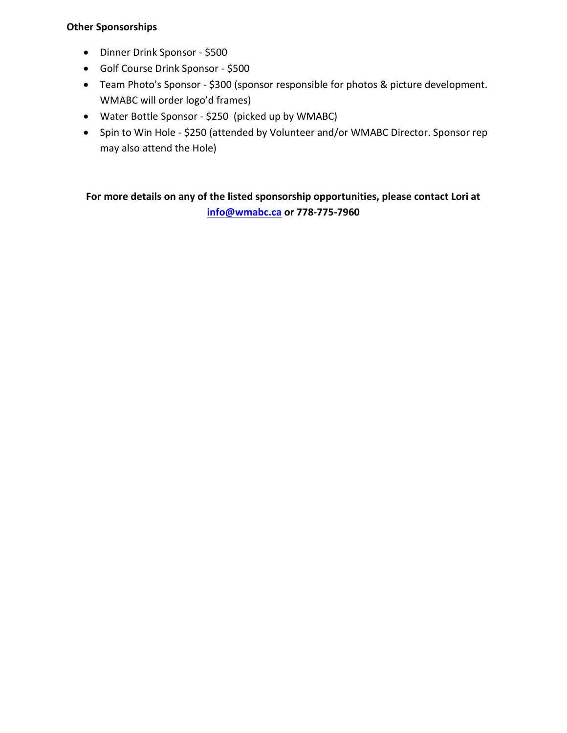**Other Sponsorships**

- Dinner Drink Sponsor - $500
- Golf Course Drink Sponsor - $500
- Team Photo's Sponsor - $300 (sponsor responsible for photos & picture development. WMABC will order logo'd frames)
- Water Bottle Sponsor - $250 (picked up by WMABC)
- Spin to Win Hole - $250 (attended by Volunteer and/or WMABC Director. Sponsor rep may also attend the Hole)

**For more details on any of the listed sponsorship opportunities, please contact Lori at info@wmabc.ca or 778-775-7960**